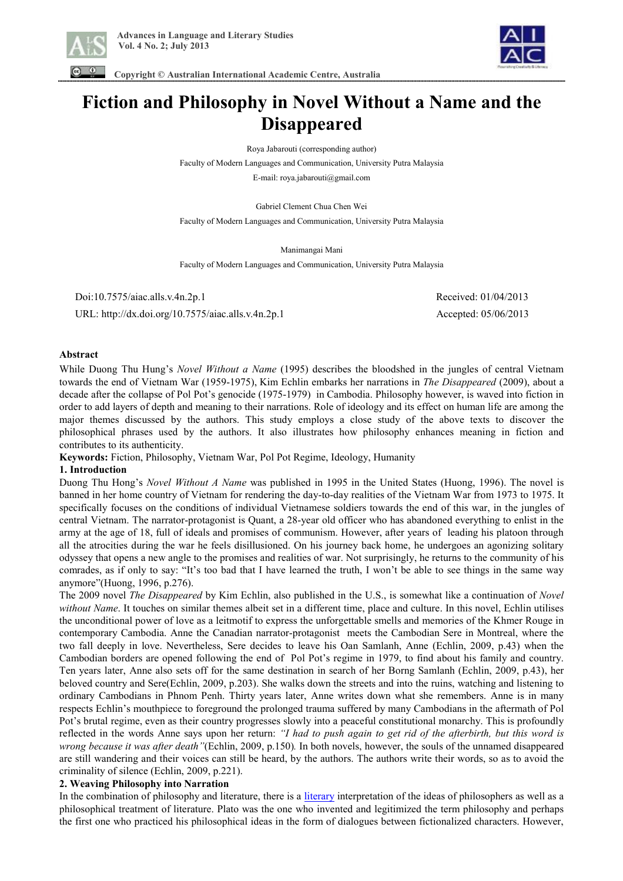# Fiction and Philosophy in Novel Without a Name and the Disappeared

Roya Jabarouti (corresponding author)

Faculty of Modern Languages and Communication, University Putra Malaysia

E-mail: roya.jabarouti@gmail.com

Gabriel Clement Chua Chen Wei

Faculty of Modern Languages and Communication, University Putra Malaysia

Manimangai Mani

Faculty of Modern Languages and Communication, University Putra Malaysia

Doi:10.7575/aiac.alls.v.4n.2p.1

URL: http://dx.doi.org/10.7575/aiac.alls.v.4n.2p.1

Received: 01/04/2013

Accepted: 05/06/2013

**Abstract**

While Duong Thu Hung's *Novel Without a Name* (1995) describes the bloodshed in the jungles of central Vietnam towards the end of Vietnam War (1959-1975), Kim Echlin embarks her narrations in *The Disappeared* (2009), about a decade after the collapse of Pol Pot's genocide (1975-1979) in Cambodia. Philosophy however, is waved into fiction in order to add layers of depth and meaning to their narrations. Role of ideology and its effect on human life are among the major themes discussed by the authors. This study employs a close study of the above texts to discover the philosophical phrases used by the authors. It also illustrates how philosophy enhances meaning in fiction and contributes to its authenticity.

**Keywords:** Fiction, Philosophy, Vietnam War, Pol Pot Regime, Ideology, Humanity

## 1. Introduction

Duong Thu Hong's *Novel Without A Name* was published in 1995 in the United States (Huong, 1996). The novel is banned in her home country of Vietnam for rendering the day-to-day realities of the Vietnam War from 1973 to 1975. It specifically focuses on the conditions of individual Vietnamese soldiers towards the end of this war, in the jungles of central Vietnam. The narrator-protagonist is Quant, a 28-year old officer who has abandoned everything to enlist in the army at the age of 18, full of ideals and promises of communism. However, after years of leading his platoon through all the atrocities during the war he feels disillusioned. On his journey back home, he undergoes an agonizing solitary odyssey that opens a new angle to the promises and realities of war. Not surprisingly, he returns to the community of his comrades, as if only to say: "It's too bad that I have learned the truth, I won't be able to see things in the same way anymore"(Huong, 1996, p.276).

The 2009 novel *The Disappeared* by Kim Echlin, also published in the U.S., is somewhat like a continuation of *Novel without Name*. It touches on similar themes albeit set in a different time, place and culture. In this novel, Echlin utilises the unconditional power of love as a leitmotif to express the unforgettable smells and memories of the Khmer Rouge in contemporary Cambodia. Anne the Canadian narrator-protagonist meets the Cambodian Sere in Montreal, where the two fall deeply in love. Nevertheless, Sere decides to leave his Oan Samlanh, Anne (Echlin, 2009, p.43) when the Cambodian borders are opened following the end of Pol Pot's regime in 1979, to find about his family and country. Ten years later, Anne also sets off for the same destination in search of her Borng Samlanh (Echlin, 2009, p.43), her beloved country and Sere(Echlin, 2009, p.203). She walks down the streets and into the ruins, watching and listening to ordinary Cambodians in Phnom Penh. Thirty years later, Anne writes down what she remembers. Anne is in many respects Echlin's mouthpiece to foreground the prolonged trauma suffered by many Cambodians in the aftermath of Pol Pot's brutal regime, even as their country progresses slowly into a peaceful constitutional monarchy. This is profoundly reflected in the words Anne says upon her return: *"I had to push again to get rid of the afterbirth, but this word is wrong because it was after death"*(Echlin, 2009, p.150). In both novels, however, the souls of the unnamed disappeared are still wandering and their voices can still be heard, by the authors. The authors write their words, so as to avoid the criminality of silence (Echlin, 2009, p.221).

## 2. Weaving Philosophy into Narration

In the combination of philosophy and literature, there is a literary interpretation of the ideas of philosophers as well as a philosophical treatment of literature. Plato was the one who invented and legitimized the term philosophy and perhaps the first one who practiced his philosophical ideas in the form of dialogues between fictionalized characters. However,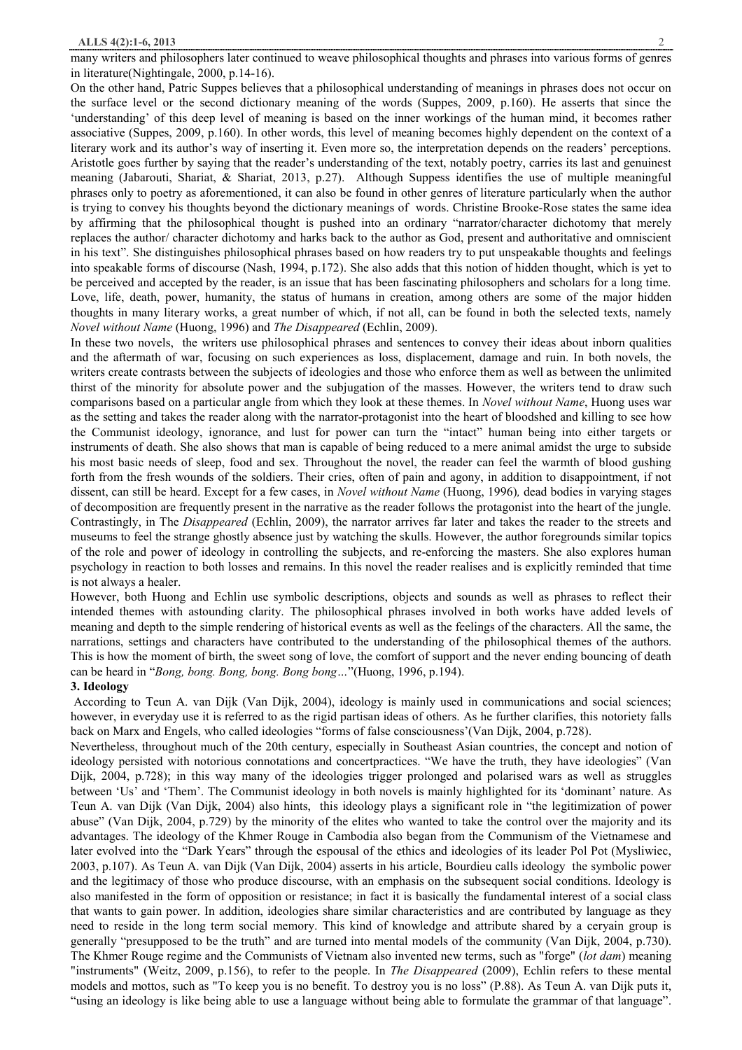many writers and philosophers later continued to weave philosophical thoughts and phrases into various forms of genres in literature(Nightingale, 2000, p.14-16).

On the other hand, Patric Suppes believes that a philosophical understanding of meanings in phrases does not occur on the surface level or the second dictionary meaning of the words (Suppes, 2009, p.160). He asserts that since the 'understanding' of this deep level of meaning is based on the inner workings of the human mind, it becomes rather associative (Suppes, 2009, p.160). In other words, this level of meaning becomes highly dependent on the context of a literary work and its author's way of inserting it. Even more so, the interpretation depends on the readers' perceptions. Aristotle goes further by saying that the reader's understanding of the text, notably poetry, carries its last and genuinest meaning (Jabarouti, Shariat, & Shariat, 2013, p.27). Although Suppess identifies the use of multiple meaningful phrases only to poetry as aforementioned, it can also be found in other genres of literature particularly when the author is trying to convey his thoughts beyond the dictionary meanings of words. Christine Brooke-Rose states the same idea by affirming that the philosophical thought is pushed into an ordinary "narrator/character dichotomy that merely replaces the author/ character dichotomy and harks back to the author as God, present and authoritative and omniscient in his text". She distinguishes philosophical phrases based on how readers try to put unspeakable thoughts and feelings into speakable forms of discourse (Nash, 1994, p.172). She also adds that this notion of hidden thought, which is yet to be perceived and accepted by the reader, is an issue that has been fascinating philosophers and scholars for a long time. Love, life, death, power, humanity, the status of humans in creation, among others are some of the major hidden thoughts in many literary works, a great number of which, if not all, can be found in both the selected texts, namely *Novel without Name* (Huong, 1996) and *The Disappeared* (Echlin, 2009).

In these two novels, the writers use philosophical phrases and sentences to convey their ideas about inborn qualities and the aftermath of war, focusing on such experiences as loss, displacement, damage and ruin. In both novels, the writers create contrasts between the subjects of ideologies and those who enforce them as well as between the unlimited thirst of the minority for absolute power and the subjugation of the masses. However, the writers tend to draw such comparisons based on a particular angle from which they look at these themes. In *Novel without Name*, Huong uses war as the setting and takes the reader along with the narrator-protagonist into the heart of bloodshed and killing to see how the Communist ideology, ignorance, and lust for power can turn the "intact" human being into either targets or instruments of death. She also shows that man is capable of being reduced to a mere animal amidst the urge to subside his most basic needs of sleep, food and sex. Throughout the novel, the reader can feel the warmth of blood gushing forth from the fresh wounds of the soldiers. Their cries, often of pain and agony, in addition to disappointment, if not dissent, can still be heard. Except for a few cases, in *Novel without Name* (Huong, 1996)*,* dead bodies in varying stages of decomposition are frequently present in the narrative as the reader follows the protagonist into the heart of the jungle. Contrastingly, in The *Disappeared* (Echlin, 2009), the narrator arrives far later and takes the reader to the streets and museums to feel the strange ghostly absence just by watching the skulls. However, the author foregrounds similar topics of the role and power of ideology in controlling the subjects, and re-enforcing the masters. She also explores human psychology in reaction to both losses and remains. In this novel the reader realises and is explicitly reminded that time is not always a healer.

However, both Huong and Echlin use symbolic descriptions, objects and sounds as well as phrases to reflect their intended themes with astounding clarity. The philosophical phrases involved in both works have added levels of meaning and depth to the simple rendering of historical events as well as the feelings of the characters. All the same, the narrations, settings and characters have contributed to the understanding of the philosophical themes of the authors. This is how the moment of birth, the sweet song of love, the comfort of support and the never ending bouncing of death can be heard in "*Bong, bong. Bong, bong. Bong bong…*"(Huong, 1996, p.194).

**3. Ideology**

According to Teun A. van Dijk (Van Dijk, 2004), ideology is mainly used in communications and social sciences; however, in everyday use it is referred to as the rigid partisan ideas of others. As he further clarifies, this notoriety falls back on Marx and Engels, who called ideologies "forms of false consciousness'(Van Dijk, 2004, p.728).

Nevertheless, throughout much of the 20th century, especially in Southeast Asian countries, the concept and notion of ideology persisted with notorious connotations and concertpractices. "We have the truth, they have ideologies" (Van Dijk, 2004, p.728); in this way many of the ideologies trigger prolonged and polarised wars as well as struggles between 'Us' and 'Them'. The Communist ideology in both novels is mainly highlighted for its 'dominant' nature. As Teun A. van Dijk (Van Dijk, 2004) also hints, this ideology plays a significant role in "the legitimization of power abuse" (Van Dijk, 2004, p.729) by the minority of the elites who wanted to take the control over the majority and its advantages. The ideology of the Khmer Rouge in Cambodia also began from the Communism of the Vietnamese and later evolved into the "Dark Years" through the espousal of the ethics and ideologies of its leader Pol Pot (Mysliwiec, 2003, p.107). As Teun A. van Dijk (Van Dijk, 2004) asserts in his article, Bourdieu calls ideology the symbolic power and the legitimacy of those who produce discourse, with an emphasis on the subsequent social conditions. Ideology is also manifested in the form of opposition or resistance; in fact it is basically the fundamental interest of a social class that wants to gain power. In addition, ideologies share similar characteristics and are contributed by language as they need to reside in the long term social memory. This kind of knowledge and attribute shared by a ceryain group is generally "presupposed to be the truth" and are turned into mental models of the community (Van Dijk, 2004, p.730). The Khmer Rouge regime and the Communists of Vietnam also invented new terms, such as "forge" (*lot dam*) meaning "instruments" (Weitz, 2009, p.156), to refer to the people. In *The Disappeared* (2009), Echlin refers to these mental models and mottos, such as "To keep you is no benefit. To destroy you is no loss" (P.88). As Teun A. van Dijk puts it, "using an ideology is like being able to use a language without being able to formulate the grammar of that language".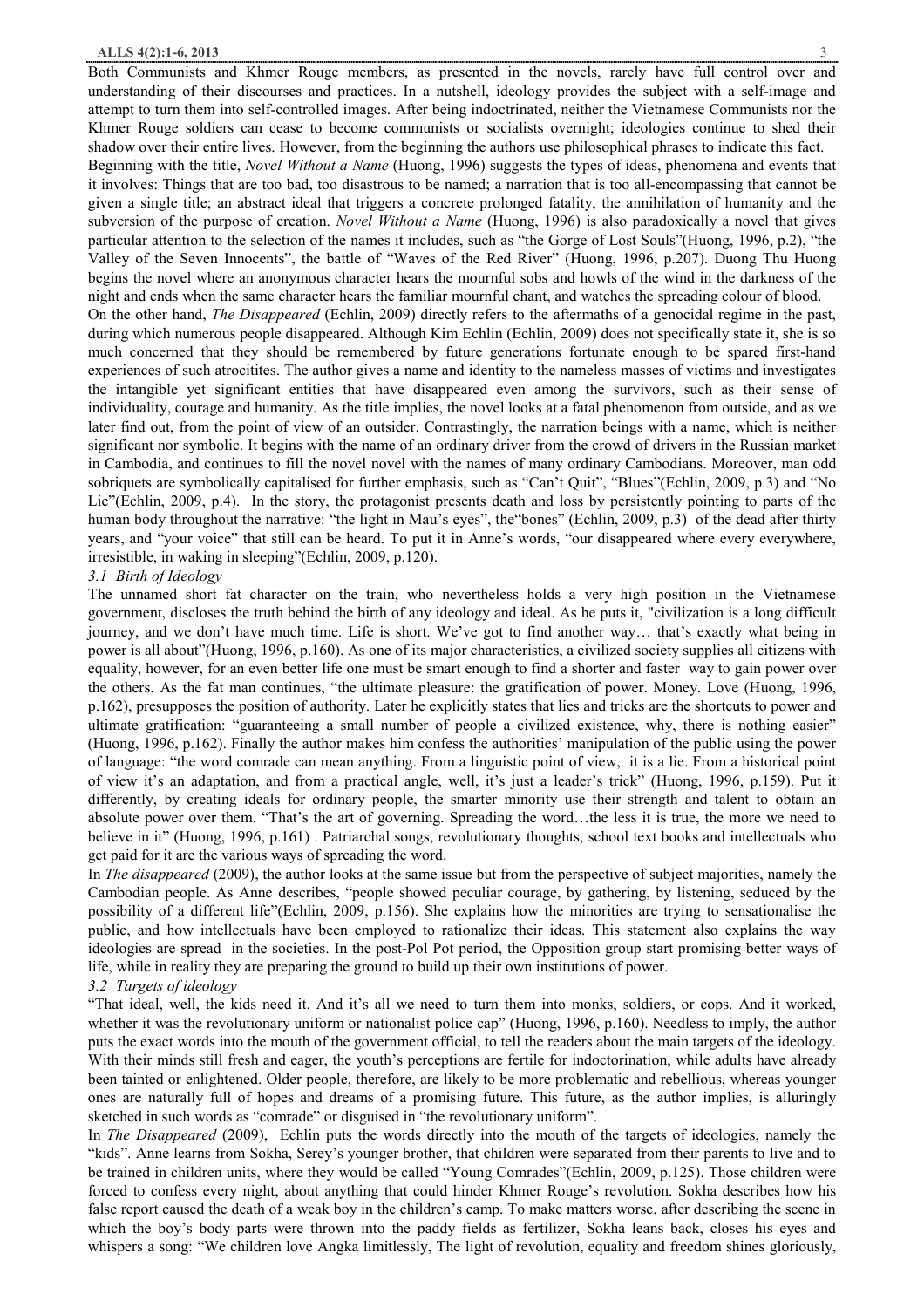Both Communists and Khmer Rouge members, as presented in the novels, rarely have full control over and understanding of their discourses and practices. In a nutshell, ideology provides the subject with a self-image and attempt to turn them into self-controlled images. After being indoctrinated, neither the Vietnamese Communists nor the Khmer Rouge soldiers can cease to become communists or socialists overnight; ideologies continue to shed their shadow over their entire lives. However, from the beginning the authors use philosophical phrases to indicate this fact.

Beginning with the title, *Novel Without a Name* (Huong, 1996) suggests the types of ideas, phenomena and events that it involves: Things that are too bad, too disastrous to be named; a narration that is too all-encompassing that cannot be given a single title; an abstract ideal that triggers a concrete prolonged fatality, the annihilation of humanity and the subversion of the purpose of creation. *Novel Without a Name* (Huong, 1996) is also paradoxically a novel that gives particular attention to the selection of the names it includes, such as "the Gorge of Lost Souls"(Huong, 1996, p.2), "the Valley of the Seven Innocents", the battle of "Waves of the Red River" (Huong, 1996, p.207). Duong Thu Huong begins the novel where an anonymous character hears the mournful sobs and howls of the wind in the darkness of the night and ends when the same character hears the familiar mournful chant, and watches the spreading colour of blood.

On the other hand, *The Disappeared* (Echlin, 2009) directly refers to the aftermaths of a genocidal regime in the past, during which numerous people disappeared. Although Kim Echlin (Echlin, 2009) does not specifically state it, she is so much concerned that they should be remembered by future generations fortunate enough to be spared first-hand experiences of such atrocitites. The author gives a name and identity to the nameless masses of victims and investigates the intangible yet significant entities that have disappeared even among the survivors, such as their sense of individuality, courage and humanity. As the title implies, the novel looks at a fatal phenomenon from outside, and as we later find out, from the point of view of an outsider. Contrastingly, the narration beings with a name, which is neither significant nor symbolic. It begins with the name of an ordinary driver from the crowd of drivers in the Russian market in Cambodia, and continues to fill the novel novel with the names of many ordinary Cambodians. Moreover, man odd sobriquets are symbolically capitalised for further emphasis, such as "Can't Quit", "Blues"(Echlin, 2009, p.3) and "No Lie"(Echlin, 2009, p.4). In the story, the protagonist presents death and loss by persistently pointing to parts of the human body throughout the narrative: "the light in Mau's eyes", the"bones" (Echlin, 2009, p.3) of the dead after thirty years, and "your voice" that still can be heard. To put it in Anne's words, "our disappeared where every everywhere, irresistible, in waking in sleeping"(Echlin, 2009, p.120).

### *3.1 Birth of Ideology*

The unnamed short fat character on the train, who nevertheless holds a very high position in the Vietnamese government, discloses the truth behind the birth of any ideology and ideal. As he puts it, "civilization is a long difficult journey, and we don't have much time. Life is short. We've got to find another way… that's exactly what being in power is all about"(Huong, 1996, p.160). As one of its major characteristics, a civilized society supplies all citizens with equality, however, for an even better life one must be smart enough to find a shorter and faster way to gain power over the others. As the fat man continues, "the ultimate pleasure: the gratification of power. Money. Love (Huong, 1996, p.162), presupposes the position of authority. Later he explicitly states that lies and tricks are the shortcuts to power and ultimate gratification: "guaranteeing a small number of people a civilized existence, why, there is nothing easier" (Huong, 1996, p.162). Finally the author makes him confess the authorities' manipulation of the public using the power of language: "the word comrade can mean anything. From a linguistic point of view, it is a lie. From a historical point of view it's an adaptation, and from a practical angle, well, it's just a leader's trick" (Huong, 1996, p.159). Put it differently, by creating ideals for ordinary people, the smarter minority use their strength and talent to obtain an absolute power over them. "That's the art of governing. Spreading the word…the less it is true, the more we need to believe in it" (Huong, 1996, p.161) . Patriarchal songs, revolutionary thoughts, school text books and intellectuals who get paid for it are the various ways of spreading the word.

In *The disappeared* (2009), the author looks at the same issue but from the perspective of subject majorities, namely the Cambodian people. As Anne describes, "people showed peculiar courage, by gathering, by listening, seduced by the possibility of a different life"(Echlin, 2009, p.156). She explains how the minorities are trying to sensationalise the public, and how intellectuals have been employed to rationalize their ideas. This statement also explains the way ideologies are spread in the societies. In the post-Pol Pot period, the Opposition group start promising better ways of life, while in reality they are preparing the ground to build up their own institutions of power.

### *3.2 Targets of ideology*

"That ideal, well, the kids need it. And it's all we need to turn them into monks, soldiers, or cops. And it worked, whether it was the revolutionary uniform or nationalist police cap" (Huong, 1996, p.160). Needless to imply, the author puts the exact words into the mouth of the government official, to tell the readers about the main targets of the ideology. With their minds still fresh and eager, the youth's perceptions are fertile for indoctorination, while adults have already been tainted or enlightened. Older people, therefore, are likely to be more problematic and rebellious, whereas younger ones are naturally full of hopes and dreams of a promising future. This future, as the author implies, is alluringly sketched in such words as "comrade" or disguised in "the revolutionary uniform".

In *The Disappeared* (2009), Echlin puts the words directly into the mouth of the targets of ideologies, namely the "kids". Anne learns from Sokha, Serey's younger brother, that children were separated from their parents to live and to be trained in children units, where they would be called "Young Comrades"(Echlin, 2009, p.125). Those children were forced to confess every night, about anything that could hinder Khmer Rouge's revolution. Sokha describes how his false report caused the death of a weak boy in the children's camp. To make matters worse, after describing the scene in which the boy's body parts were thrown into the paddy fields as fertilizer, Sokha leans back, closes his eyes and whispers a song: "We children love Angka limitlessly, The light of revolution, equality and freedom shines gloriously,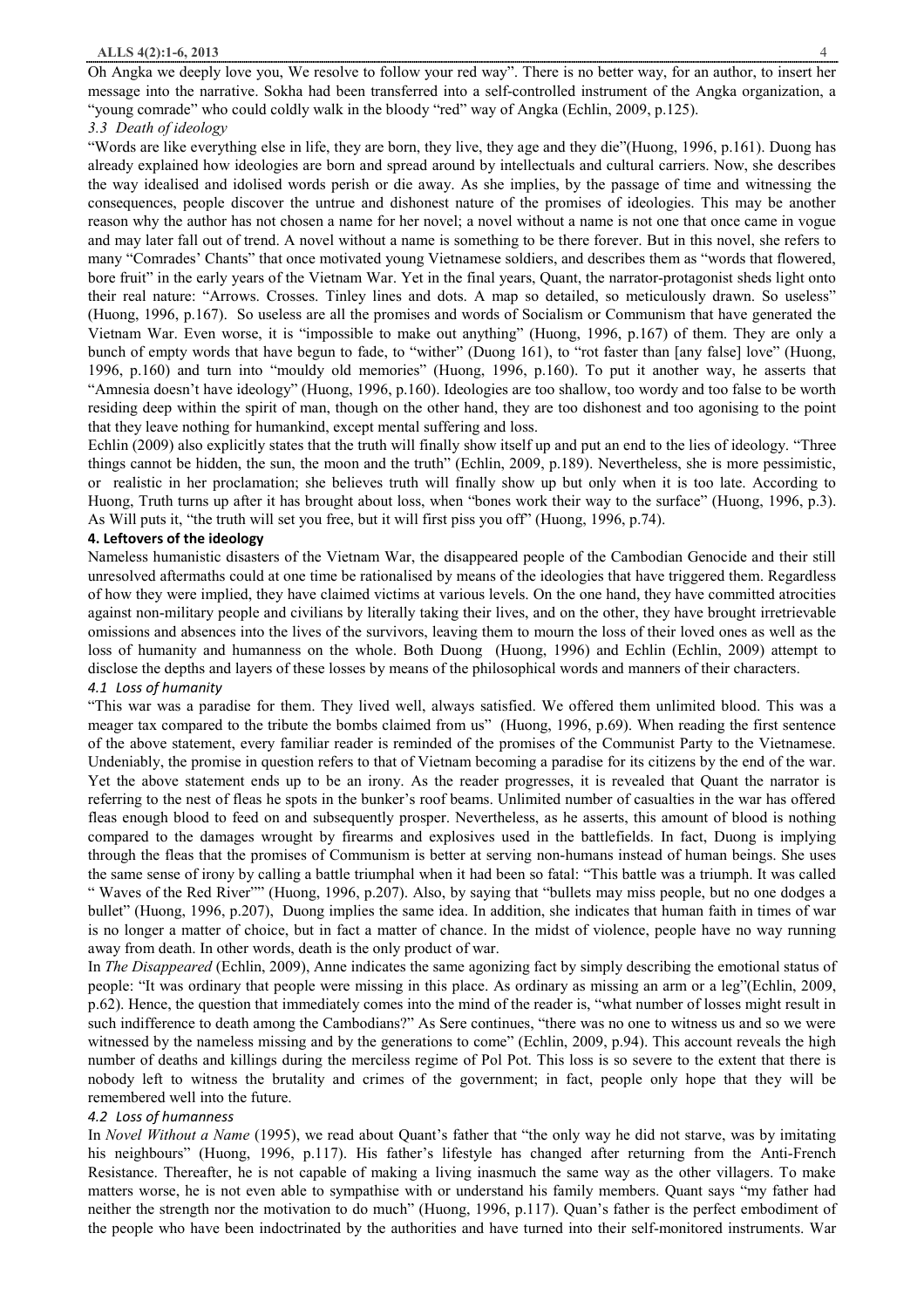Oh Angka we deeply love you, We resolve to follow your red way". There is no better way, for an author, to insert her message into the narrative. Sokha had been transferred into a self-controlled instrument of the Angka organization, a "young comrade" who could coldly walk in the bloody "red" way of Angka (Echlin, 2009, p.125).

### *3.3 Death of ideology*

"Words are like everything else in life, they are born, they live, they age and they die"(Huong, 1996, p.161). Duong has already explained how ideologies are born and spread around by intellectuals and cultural carriers. Now, she describes the way idealised and idolised words perish or die away. As she implies, by the passage of time and witnessing the consequences, people discover the untrue and dishonest nature of the promises of ideologies. This may be another reason why the author has not chosen a name for her novel; a novel without a name is not one that once came in vogue and may later fall out of trend. A novel without a name is something to be there forever. But in this novel, she refers to many "Comrades' Chants" that once motivated young Vietnamese soldiers, and describes them as "words that flowered, bore fruit" in the early years of the Vietnam War. Yet in the final years, Quant, the narrator-protagonist sheds light onto their real nature: "Arrows. Crosses. Tinley lines and dots. A map so detailed, so meticulously drawn. So useless" (Huong, 1996, p.167). So useless are all the promises and words of Socialism or Communism that have generated the Vietnam War. Even worse, it is "impossible to make out anything" (Huong, 1996, p.167) of them. They are only a bunch of empty words that have begun to fade, to "wither" (Duong 161), to "rot faster than [any false] love" (Huong, 1996, p.160) and turn into "mouldy old memories" (Huong, 1996, p.160). To put it another way, he asserts that "Amnesia doesn't have ideology" (Huong, 1996, p.160). Ideologies are too shallow, too wordy and too false to be worth residing deep within the spirit of man, though on the other hand, they are too dishonest and too agonising to the point that they leave nothing for humankind, except mental suffering and loss.

Echlin (2009) also explicitly states that the truth will finally show itself up and put an end to the lies of ideology. "Three things cannot be hidden, the sun, the moon and the truth" (Echlin, 2009, p.189). Nevertheless, she is more pessimistic, or realistic in her proclamation; she believes truth will finally show up but only when it is too late. According to Huong, Truth turns up after it has brought about loss, when "bones work their way to the surface" (Huong, 1996, p.3). As Will puts it, "the truth will set you free, but it will first piss you off" (Huong, 1996, p.74).

## 4. Leftovers of the ideology

Nameless humanistic disasters of the Vietnam War, the disappeared people of the Cambodian Genocide and their still unresolved aftermaths could at one time be rationalised by means of the ideologies that have triggered them. Regardless of how they were implied, they have claimed victims at various levels. On the one hand, they have committed atrocities against non-military people and civilians by literally taking their lives, and on the other, they have brought irretrievable omissions and absences into the lives of the survivors, leaving them to mourn the loss of their loved ones as well as the loss of humanity and humanness on the whole. Both Duong (Huong, 1996) and Echlin (Echlin, 2009) attempt to disclose the depths and layers of these losses by means of the philosophical words and manners of their characters.

### *4.1 Loss of humanity*

"This war was a paradise for them. They lived well, always satisfied. We offered them unlimited blood. This was a meager tax compared to the tribute the bombs claimed from us" (Huong, 1996, p.69). When reading the first sentence of the above statement, every familiar reader is reminded of the promises of the Communist Party to the Vietnamese. Undeniably, the promise in question refers to that of Vietnam becoming a paradise for its citizens by the end of the war. Yet the above statement ends up to be an irony. As the reader progresses, it is revealed that Quant the narrator is referring to the nest of fleas he spots in the bunker's roof beams. Unlimited number of casualties in the war has offered fleas enough blood to feed on and subsequently prosper. Nevertheless, as he asserts, this amount of blood is nothing compared to the damages wrought by firearms and explosives used in the battlefields. In fact, Duong is implying through the fleas that the promises of Communism is better at serving non-humans instead of human beings. She uses the same sense of irony by calling a battle triumphal when it had been so fatal: "This battle was a triumph. It was called " Waves of the Red River"" (Huong, 1996, p.207). Also, by saying that "bullets may miss people, but no one dodges a bullet" (Huong, 1996, p.207), Duong implies the same idea. In addition, she indicates that human faith in times of war is no longer a matter of choice, but in fact a matter of chance. In the midst of violence, people have no way running away from death. In other words, death is the only product of war.

In *The Disappeared* (Echlin, 2009), Anne indicates the same agonizing fact by simply describing the emotional status of people: "It was ordinary that people were missing in this place. As ordinary as missing an arm or a leg"(Echlin, 2009, p.62). Hence, the question that immediately comes into the mind of the reader is, "what number of losses might result in such indifference to death among the Cambodians?" As Sere continues, "there was no one to witness us and so we were witnessed by the nameless missing and by the generations to come" (Echlin, 2009, p.94). This account reveals the high number of deaths and killings during the merciless regime of Pol Pot. This loss is so severe to the extent that there is nobody left to witness the brutality and crimes of the government; in fact, people only hope that they will be remembered well into the future.

### *4.2 Loss of humanness*

In *Novel Without a Name* (1995), we read about Quant's father that "the only way he did not starve, was by imitating his neighbours" (Huong, 1996, p.117). His father's lifestyle has changed after returning from the Anti-French Resistance. Thereafter, he is not capable of making a living inasmuch the same way as the other villagers. To make matters worse, he is not even able to sympathise with or understand his family members. Quant says "my father had neither the strength nor the motivation to do much" (Huong, 1996, p.117). Quan's father is the perfect embodiment of the people who have been indoctrinated by the authorities and have turned into their self-monitored instruments. War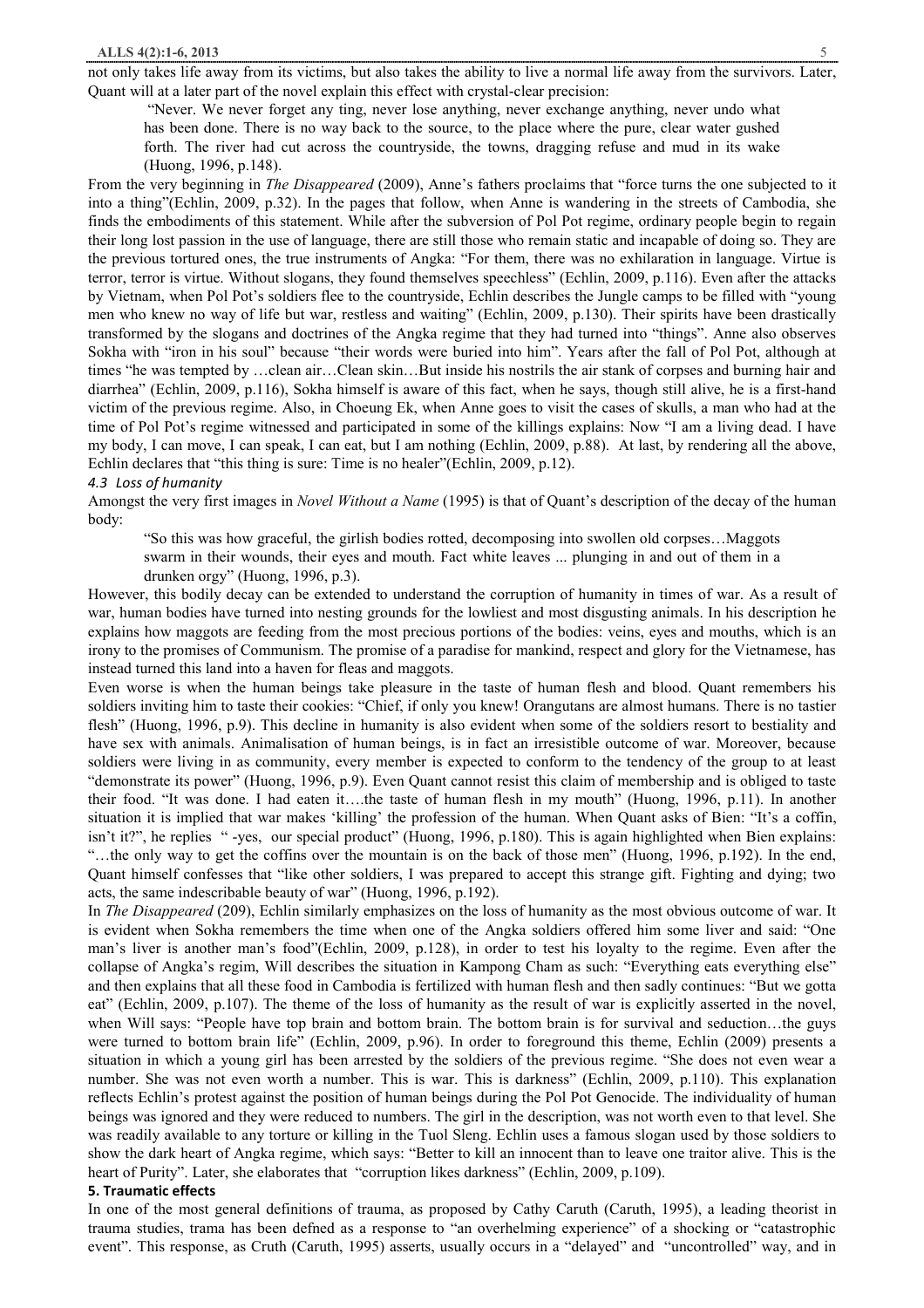not only takes life away from its victims, but also takes the ability to live a normal life away from the survivors. Later, Quant will at a later part of the novel explain this effect with crystal-clear precision:

> "Never. We never forget any ting, never lose anything, never exchange anything, never undo what has been done. There is no way back to the source, to the place where the pure, clear water gushed forth. The river had cut across the countryside, the towns, dragging refuse and mud in its wake (Huong, 1996, p.148).

From the very beginning in *The Disappeared* (2009), Anne's fathers proclaims that "force turns the one subjected to it into a thing"(Echlin, 2009, p.32). In the pages that follow, when Anne is wandering in the streets of Cambodia, she finds the embodiments of this statement. While after the subversion of Pol Pot regime, ordinary people begin to regain their long lost passion in the use of language, there are still those who remain static and incapable of doing so. They are the previous tortured ones, the true instruments of Angka: "For them, there was no exhilaration in language. Virtue is terror, terror is virtue. Without slogans, they found themselves speechless" (Echlin, 2009, p.116). Even after the attacks by Vietnam, when Pol Pot's soldiers flee to the countryside, Echlin describes the Jungle camps to be filled with "young men who knew no way of life but war, restless and waiting" (Echlin, 2009, p.130). Their spirits have been drastically transformed by the slogans and doctrines of the Angka regime that they had turned into "things". Anne also observes Sokha with "iron in his soul" because "their words were buried into him". Years after the fall of Pol Pot, although at times "he was tempted by …clean air…Clean skin…But inside his nostrils the air stank of corpses and burning hair and diarrhea" (Echlin, 2009, p.116), Sokha himself is aware of this fact, when he says, though still alive, he is a first-hand victim of the previous regime. Also, in Choeung Ek, when Anne goes to visit the cases of skulls, a man who had at the time of Pol Pot's regime witnessed and participated in some of the killings explains: Now "I am a living dead. I have my body, I can move, I can speak, I can eat, but I am nothing (Echlin, 2009, p.88). At last, by rendering all the above, Echlin declares that "this thing is sure: Time is no healer"(Echlin, 2009, p.12).

### *4.3 Loss of humanity*

Amongst the very first images in *Novel Without a Name* (1995) is that of Quant's description of the decay of the human body:

> "So this was how graceful, the girlish bodies rotted, decomposing into swollen old corpses…Maggots swarm in their wounds, their eyes and mouth. Fact white leaves ... plunging in and out of them in a drunken orgy" (Huong, 1996, p.3).

However, this bodily decay can be extended to understand the corruption of humanity in times of war. As a result of war, human bodies have turned into nesting grounds for the lowliest and most disgusting animals. In his description he explains how maggots are feeding from the most precious portions of the bodies: veins, eyes and mouths, which is an irony to the promises of Communism. The promise of a paradise for mankind, respect and glory for the Vietnamese, has instead turned this land into a haven for fleas and maggots.

Even worse is when the human beings take pleasure in the taste of human flesh and blood. Quant remembers his soldiers inviting him to taste their cookies: "Chief, if only you knew! Orangutans are almost humans. There is no tastier flesh" (Huong, 1996, p.9). This decline in humanity is also evident when some of the soldiers resort to bestiality and have sex with animals. Animalisation of human beings, is in fact an irresistible outcome of war. Moreover, because soldiers were living in as community, every member is expected to conform to the tendency of the group to at least "demonstrate its power" (Huong, 1996, p.9). Even Quant cannot resist this claim of membership and is obliged to taste their food. "It was done. I had eaten it….the taste of human flesh in my mouth" (Huong, 1996, p.11). In another situation it is implied that war makes 'killing' the profession of the human. When Quant asks of Bien: "It's a coffin, isn't it?", he replies " -yes, our special product" (Huong, 1996, p.180). This is again highlighted when Bien explains: "…the only way to get the coffins over the mountain is on the back of those men" (Huong, 1996, p.192). In the end, Quant himself confesses that "like other soldiers, I was prepared to accept this strange gift. Fighting and dying; two acts, the same indescribable beauty of war" (Huong, 1996, p.192).

In *The Disappeared* (209), Echlin similarly emphasizes on the loss of humanity as the most obvious outcome of war. It is evident when Sokha remembers the time when one of the Angka soldiers offered him some liver and said: "One man's liver is another man's food"(Echlin, 2009, p.128), in order to test his loyalty to the regime. Even after the collapse of Angka's regim, Will describes the situation in Kampong Cham as such: "Everything eats everything else" and then explains that all these food in Cambodia is fertilized with human flesh and then sadly continues: "But we gotta eat" (Echlin, 2009, p.107). The theme of the loss of humanity as the result of war is explicitly asserted in the novel, when Will says: "People have top brain and bottom brain. The bottom brain is for survival and seduction…the guys were turned to bottom brain life" (Echlin, 2009, p.96). In order to foreground this theme, Echlin (2009) presents a situation in which a young girl has been arrested by the soldiers of the previous regime. "She does not even wear a number. She was not even worth a number. This is war. This is darkness" (Echlin, 2009, p.110). This explanation reflects Echlin's protest against the position of human beings during the Pol Pot Genocide. The individuality of human beings was ignored and they were reduced to numbers. The girl in the description, was not worth even to that level. She was readily available to any torture or killing in the Tuol Sleng. Echlin uses a famous slogan used by those soldiers to show the dark heart of Angka regime, which says: "Better to kill an innocent than to leave one traitor alive. This is the heart of Purity". Later, she elaborates that "corruption likes darkness" (Echlin, 2009, p.109).

## **5. Traumatic effects**

In one of the most general definitions of trauma, as proposed by Cathy Caruth (Caruth, 1995), a leading theorist in trauma studies, trama has been defned as a response to "an overhelming experience" of a shocking or "catastrophic event". This response, as Cruth (Caruth, 1995) asserts, usually occurs in a "delayed" and "uncontrolled" way, and in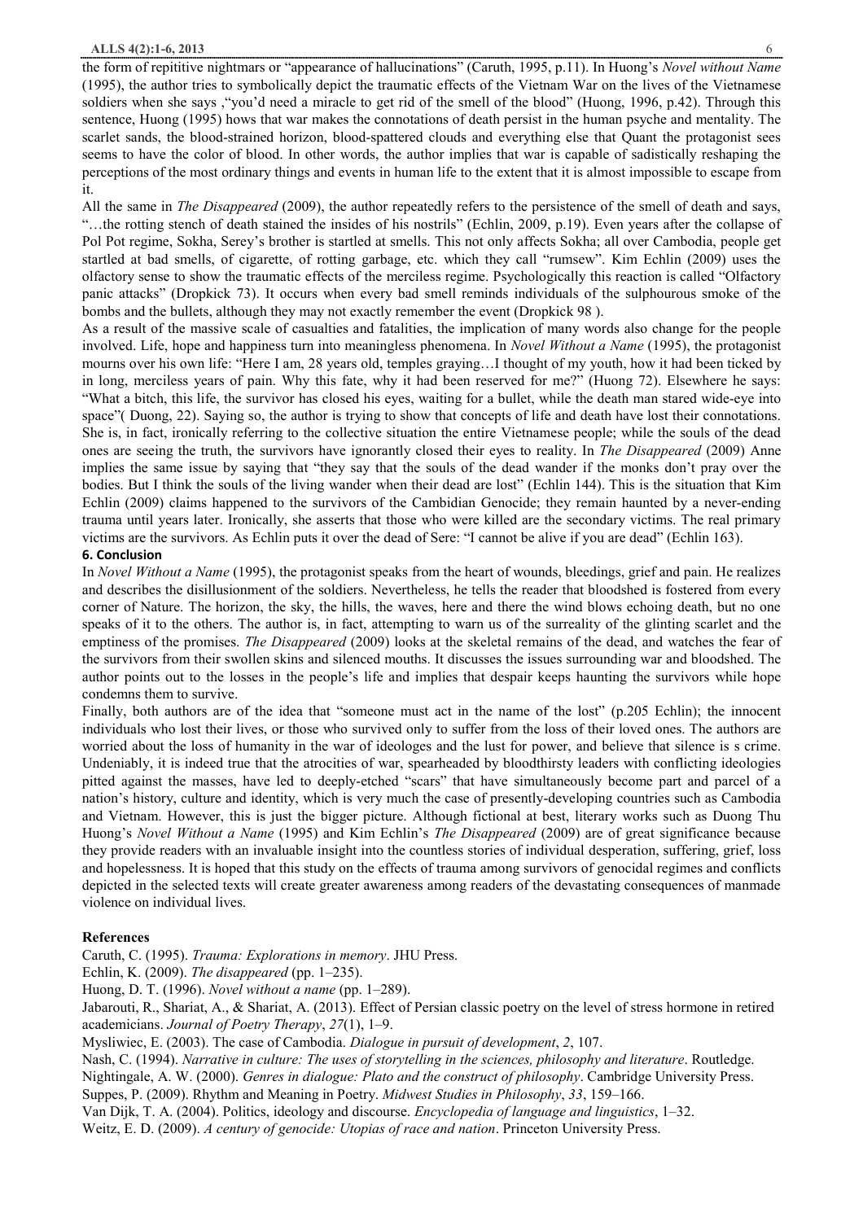the form of repititive nightmars or "appearance of hallucinations" (Caruth, 1995, p.11). In Huong's *Novel without Name* (1995), the author tries to symbolically depict the traumatic effects of the Vietnam War on the lives of the Vietnamese soldiers when she says ,"you'd need a miracle to get rid of the smell of the blood" (Huong, 1996, p.42). Through this sentence, Huong (1995) hows that war makes the connotations of death persist in the human psyche and mentality. The scarlet sands, the blood-strained horizon, blood-spattered clouds and everything else that Quant the protagonist sees seems to have the color of blood. In other words, the author implies that war is capable of sadistically reshaping the perceptions of the most ordinary things and events in human life to the extent that it is almost impossible to escape from it.

All the same in *The Disappeared* (2009), the author repeatedly refers to the persistence of the smell of death and says, "…the rotting stench of death stained the insides of his nostrils" (Echlin, 2009, p.19). Even years after the collapse of Pol Pot regime, Sokha, Serey's brother is startled at smells. This not only affects Sokha; all over Cambodia, people get startled at bad smells, of cigarette, of rotting garbage, etc. which they call "rumsew". Kim Echlin (2009) uses the olfactory sense to show the traumatic effects of the merciless regime. Psychologically this reaction is called "Olfactory panic attacks" (Dropkick 73). It occurs when every bad smell reminds individuals of the sulphourous smoke of the bombs and the bullets, although they may not exactly remember the event (Dropkick 98 ).

As a result of the massive scale of casualties and fatalities, the implication of many words also change for the people involved. Life, hope and happiness turn into meaningless phenomena. In *Novel Without a Name* (1995), the protagonist mourns over his own life: "Here I am, 28 years old, temples graying…I thought of my youth, how it had been ticked by in long, merciless years of pain. Why this fate, why it had been reserved for me?" (Huong 72). Elsewhere he says: "What a bitch, this life, the survivor has closed his eyes, waiting for a bullet, while the death man stared wide-eye into space"( Duong, 22). Saying so, the author is trying to show that concepts of life and death have lost their connotations. She is, in fact, ironically referring to the collective situation the entire Vietnamese people; while the souls of the dead ones are seeing the truth, the survivors have ignorantly closed their eyes to reality. In *The Disappeared* (2009) Anne implies the same issue by saying that "they say that the souls of the dead wander if the monks don't pray over the bodies. But I think the souls of the living wander when their dead are lost" (Echlin 144). This is the situation that Kim Echlin (2009) claims happened to the survivors of the Cambidian Genocide; they remain haunted by a never-ending trauma until years later. Ironically, she asserts that those who were killed are the secondary victims. The real primary victims are the survivors. As Echlin puts it over the dead of Sere: "I cannot be alive if you are dead" (Echlin 163).

## 6. Conclusion

In *Novel Without a Name* (1995), the protagonist speaks from the heart of wounds, bleedings, grief and pain. He realizes and describes the disillusionment of the soldiers. Nevertheless, he tells the reader that bloodshed is fostered from every corner of Nature. The horizon, the sky, the hills, the waves, here and there the wind blows echoing death, but no one speaks of it to the others. The author is, in fact, attempting to warn us of the surreality of the glinting scarlet and the emptiness of the promises. *The Disappeared* (2009) looks at the skeletal remains of the dead, and watches the fear of the survivors from their swollen skins and silenced mouths. It discusses the issues surrounding war and bloodshed. The author points out to the losses in the people's life and implies that despair keeps haunting the survivors while hope condemns them to survive.

Finally, both authors are of the idea that "someone must act in the name of the lost" (p.205 Echlin); the innocent individuals who lost their lives, or those who survived only to suffer from the loss of their loved ones. The authors are worried about the loss of humanity in the war of ideologes and the lust for power, and believe that silence is s crime. Undeniably, it is indeed true that the atrocities of war, spearheaded by bloodthirsty leaders with conflicting ideologies pitted against the masses, have led to deeply-etched "scars" that have simultaneously become part and parcel of a nation's history, culture and identity, which is very much the case of presently-developing countries such as Cambodia and Vietnam. However, this is just the bigger picture. Although fictional at best, literary works such as Duong Thu Huong's *Novel Without a Name* (1995) and Kim Echlin's *The Disappeared* (2009) are of great significance because they provide readers with an invaluable insight into the countless stories of individual desperation, suffering, grief, loss and hopelessness. It is hoped that this study on the effects of trauma among survivors of genocidal regimes and conflicts depicted in the selected texts will create greater awareness among readers of the devastating consequences of manmade violence on individual lives.

## References

Caruth, C. (1995). *Trauma: Explorations in memory*. JHU Press.

Echlin, K. (2009). *The disappeared* (pp. 1–235).

Huong, D. T. (1996). *Novel without a name* (pp. 1–289).

Jabarouti, R., Shariat, A., & Shariat, A. (2013). Effect of Persian classic poetry on the level of stress hormone in retired academicians. *Journal of Poetry Therapy*, *27*(1), 1–9.

Mysliwiec, E. (2003). The case of Cambodia. *Dialogue in pursuit of development*, *2*, 107.

Nash, C. (1994). *Narrative in culture: The uses of storytelling in the sciences, philosophy and literature*. Routledge.

Nightingale, A. W. (2000). *Genres in dialogue: Plato and the construct of philosophy*. Cambridge University Press.

Suppes, P. (2009). Rhythm and Meaning in Poetry. *Midwest Studies in Philosophy*, *33*, 159–166.

Van Dijk, T. A. (2004). Politics, ideology and discourse. *Encyclopedia of language and linguistics*, 1–32.

Weitz, E. D. (2009). *A century of genocide: Utopias of race and nation*. Princeton University Press.